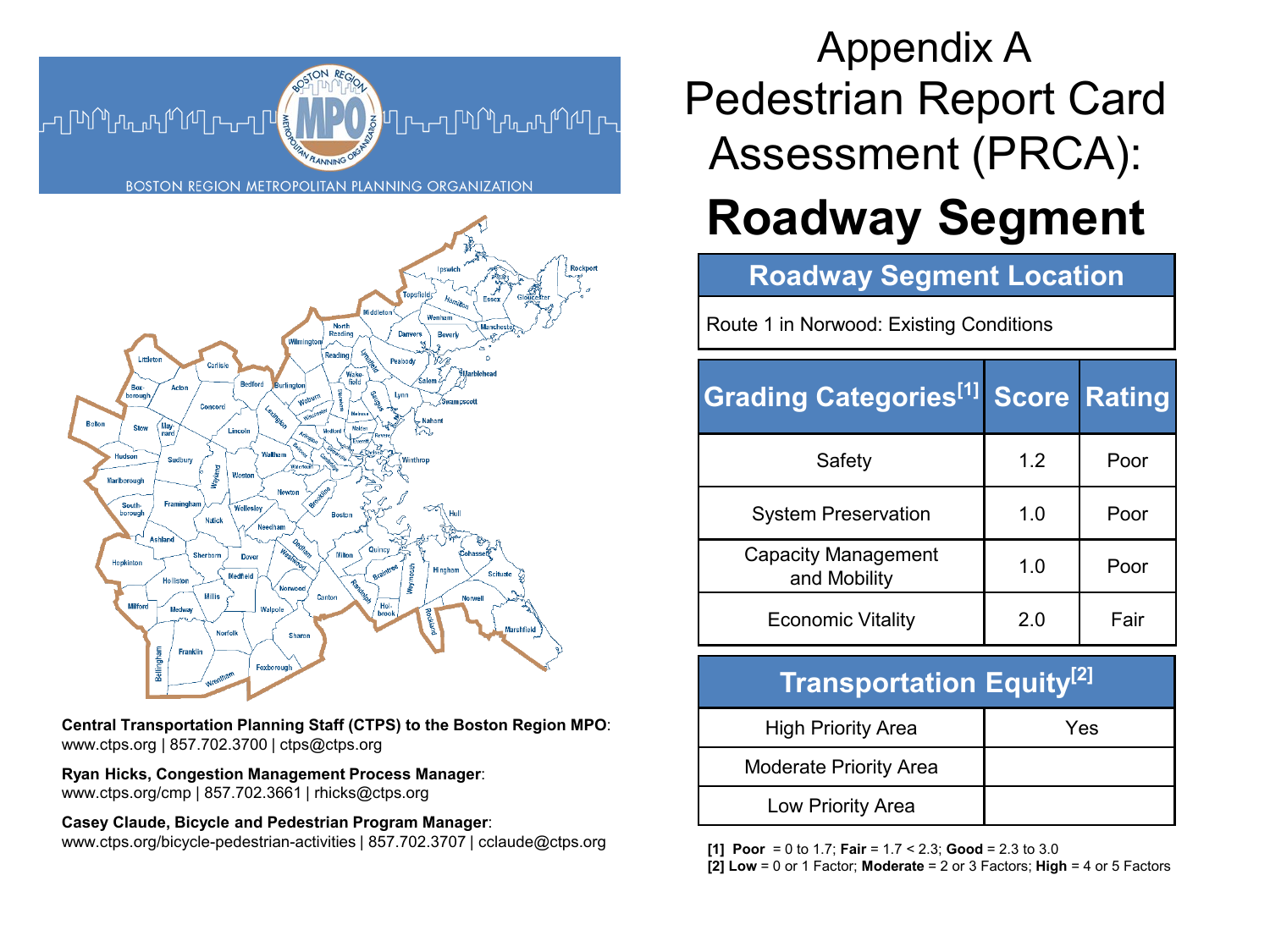BOSTON REGION METROPOLITAN PLANNING ORGANIZATION

**Central Transportation Planning Staff (CTPS) to the Boston Region MPO**:
www.ctps.org | 857.702.3700 | ctps@ctps.org

**Ryan Hicks, Congestion Management Process Manager**:
www.ctps.org/cmp | 857.702.3661 | rhicks@ctps.org

**Casey Claude, Bicycle and Pedestrian Program Manager**:
www.ctps.org/bicycle-pedestrian-activities | 857.702.3707 | cclaude@ctps.org

# Appendix A Pedestrian Report Card Assessment (PRCA):

# Roadway Segment

| Roadway Segment Location |
|---|
| Route 1 in Norwood: Existing Conditions |

| Grading Categories[1] | Score | Rating |
|---|---|---|
| Safety | 1.2 | Poor |
| System Preservation | 1.0 | Poor |
| Capacity Management and Mobility | 1.0 | Poor |
| Economic Vitality | 2.0 | Fair |

| Transportation Equity[2] | |
|---|---|
| High Priority Area | Yes |
| Moderate Priority Area | |
| Low Priority Area | |

**[1] Poor** = 0 to 1.7; **Fair** = 1.7 < 2.3; **Good** = 2.3 to 3.0
**[2] Low** = 0 or 1 Factor; **Moderate** = 2 or 3 Factors; **High** = 4 or 5 Factors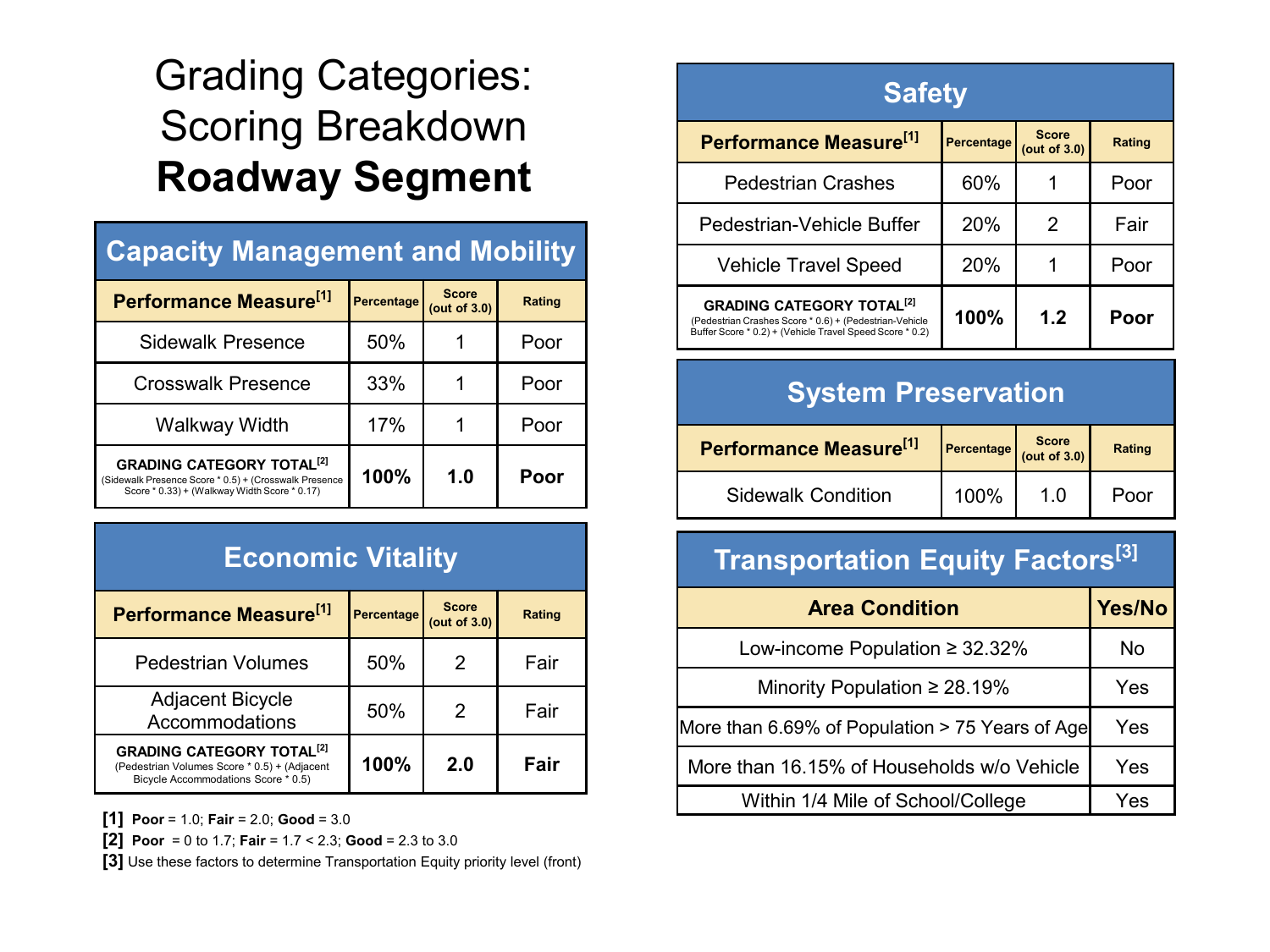# Grading Categories: Scoring Breakdown

# Roadway Segment

## Capacity Management and Mobility

| Performance Measure[1] | Percentage | Score (out of 3.0) | Rating |
|---|---|---|---|
| Sidewalk Presence | 50% | 1 | Poor |
| Crosswalk Presence | 33% | 1 | Poor |
| Walkway Width | 17% | 1 | Poor |
| **GRADING CATEGORY TOTAL[2]** (Sidewalk Presence Score * 0.5) + (Crosswalk Presence Score * 0.33) + (Walkway Width Score * 0.17) | **100%** | **1.0** | **Poor** |

## Economic Vitality

| Performance Measure[1] | Percentage | Score (out of 3.0) | Rating |
|---|---|---|---|
| Pedestrian Volumes | 50% | 2 | Fair |
| Adjacent Bicycle Accommodations | 50% | 2 | Fair |
| **GRADING CATEGORY TOTAL[2]** (Pedestrian Volumes Score * 0.5) + (Adjacent Bicycle Accommodations Score * 0.5) | **100%** | **2.0** | **Fair** |

**[1]** **Poor** = 1.0; **Fair** = 2.0; **Good** = 3.0

**[2]** **Poor** = 0 to 1.7; **Fair** = 1.7 < 2.3; **Good** = 2.3 to 3.0

**[3]** Use these factors to determine Transportation Equity priority level (front)

## Safety

| Performance Measure[1] | Percentage | Score (out of 3.0) | Rating |
|---|---|---|---|
| Pedestrian Crashes | 60% | 1 | Poor |
| Pedestrian-Vehicle Buffer | 20% | 2 | Fair |
| Vehicle Travel Speed | 20% | 1 | Poor |
| **GRADING CATEGORY TOTAL[2]** (Pedestrian Crashes Score * 0.6) + (Pedestrian-Vehicle Buffer Score * 0.2) + (Vehicle Travel Speed Score * 0.2) | **100%** | **1.2** | **Poor** |

## System Preservation

| Performance Measure[1] | Percentage | Score (out of 3.0) | Rating |
|---|---|---|---|
| Sidewalk Condition | 100% | 1.0 | Poor |

## Transportation Equity Factors[3]

| Area Condition | Yes/No |
|---|---|
| Low-income Population ≥ 32.32% | No |
| Minority Population ≥ 28.19% | Yes |
| More than 6.69% of Population > 75 Years of Age | Yes |
| More than 16.15% of Households w/o Vehicle | Yes |
| Within 1/4 Mile of School/College | Yes |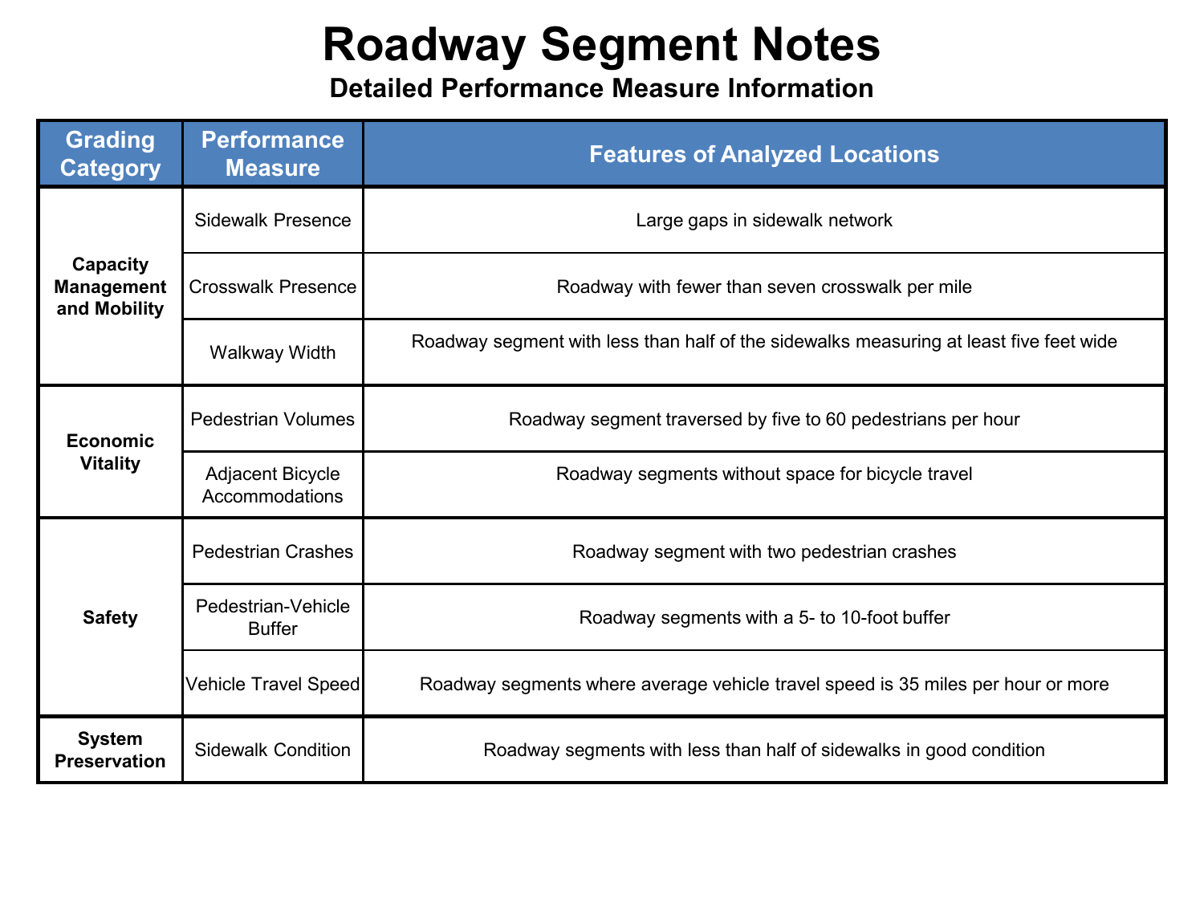# Roadway Segment Notes

## Detailed Performance Measure Information

| Grading Category | Performance Measure | Features of Analyzed Locations |
|---|---|---|
| **Capacity Management and Mobility** | Sidewalk Presence | Large gaps in sidewalk network |
| | Crosswalk Presence | Roadway with fewer than seven crosswalk per mile |
| | Walkway Width | Roadway segment with less than half of the sidewalks measuring at least five feet wide |
| **Economic Vitality** | Pedestrian Volumes | Roadway segment traversed by five to 60 pedestrians per hour |
| | Adjacent Bicycle Accommodations | Roadway segments without space for bicycle travel |
| **Safety** | Pedestrian Crashes | Roadway segment with two pedestrian crashes |
| | Pedestrian-Vehicle Buffer | Roadway segments with a 5- to 10-foot buffer |
| | Vehicle Travel Speed | Roadway segments where average vehicle travel speed is 35 miles per hour or more |
| **System Preservation** | Sidewalk Condition | Roadway segments with less than half of sidewalks in good condition |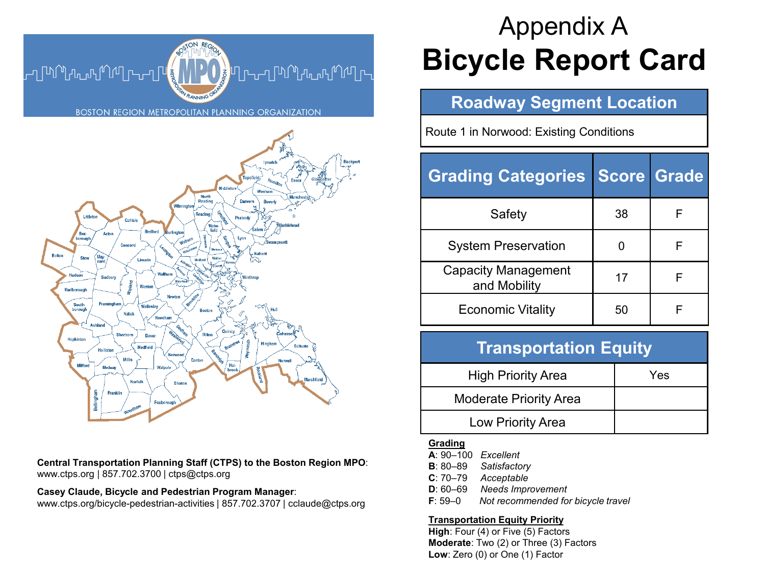BOSTON REGION METROPOLITAN PLANNING ORGANIZATION

**Central Transportation Planning Staff (CTPS) to the Boston Region MPO**:
www.ctps.org | 857.702.3700 | ctps@ctps.org

**Casey Claude, Bicycle and Pedestrian Program Manager**:
www.ctps.org/bicycle-pedestrian-activities | 857.702.3707 | cclaude@ctps.org

# Appendix A
# Bicycle Report Card

| Roadway Segment Location |
|---|
| Route 1 in Norwood: Existing Conditions |

| Grading Categories | Score | Grade |
|---|---|---|
| Safety | 38 | F |
| System Preservation | 0 | F |
| Capacity Management and Mobility | 17 | F |
| Economic Vitality | 50 | F |

| Transportation Equity | |
|---|---|
| High Priority Area | Yes |
| Moderate Priority Area | |
| Low Priority Area | |

**Grading**

**A**: 90–100 *Excellent*
**B**: 80–89 *Satisfactory*
**C**: 70–79 *Acceptable*
**D**: 60–69 *Needs Improvement*
**F**: 59–0 *Not recommended for bicycle travel*

**Transportation Equity Priority**

**High**: Four (4) or Five (5) Factors
**Moderate**: Two (2) or Three (3) Factors
**Low**: Zero (0) or One (1) Factor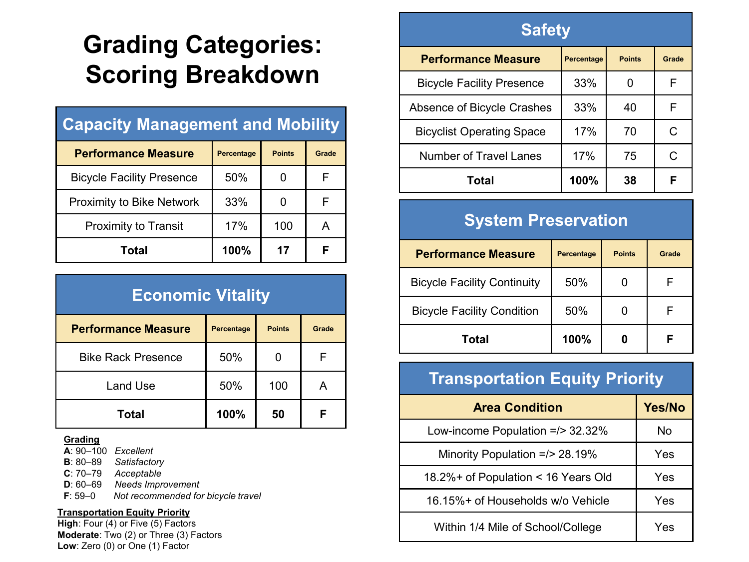# Grading Categories: Scoring Breakdown

## Capacity Management and Mobility

| Performance Measure | Percentage | Points | Grade |
|---|---|---|---|
| Bicycle Facility Presence | 50% | 0 | F |
| Proximity to Bike Network | 33% | 0 | F |
| Proximity to Transit | 17% | 100 | A |
| **Total** | **100%** | **17** | **F** |

## Economic Vitality

| Performance Measure | Percentage | Points | Grade |
|---|---|---|---|
| Bike Rack Presence | 50% | 0 | F |
| Land Use | 50% | 100 | A |
| **Total** | **100%** | **50** | **F** |

**Grading**

**A**: 90–100 *Excellent*
**B**: 80–89 *Satisfactory*
**C**: 70–79 *Acceptable*
**D**: 60–69 *Needs Improvement*
**F**: 59–0 *Not recommended for bicycle travel*

**Transportation Equity Priority**

**High**: Four (4) or Five (5) Factors
**Moderate**: Two (2) or Three (3) Factors
**Low**: Zero (0) or One (1) Factor

## Safety

| Performance Measure | Percentage | Points | Grade |
|---|---|---|---|
| Bicycle Facility Presence | 33% | 0 | F |
| Absence of Bicycle Crashes | 33% | 40 | F |
| Bicyclist Operating Space | 17% | 70 | C |
| Number of Travel Lanes | 17% | 75 | C |
| **Total** | **100%** | **38** | **F** |

## System Preservation

| Performance Measure | Percentage | Points | Grade |
|---|---|---|---|
| Bicycle Facility Continuity | 50% | 0 | F |
| Bicycle Facility Condition | 50% | 0 | F |
| **Total** | **100%** | **0** | **F** |

## Transportation Equity Priority

| Area Condition | Yes/No |
|---|---|
| Low-income Population =/> 32.32% | No |
| Minority Population =/> 28.19% | Yes |
| 18.2%+ of Population < 16 Years Old | Yes |
| 16.15%+ of Households w/o Vehicle | Yes |
| Within 1/4 Mile of School/College | Yes |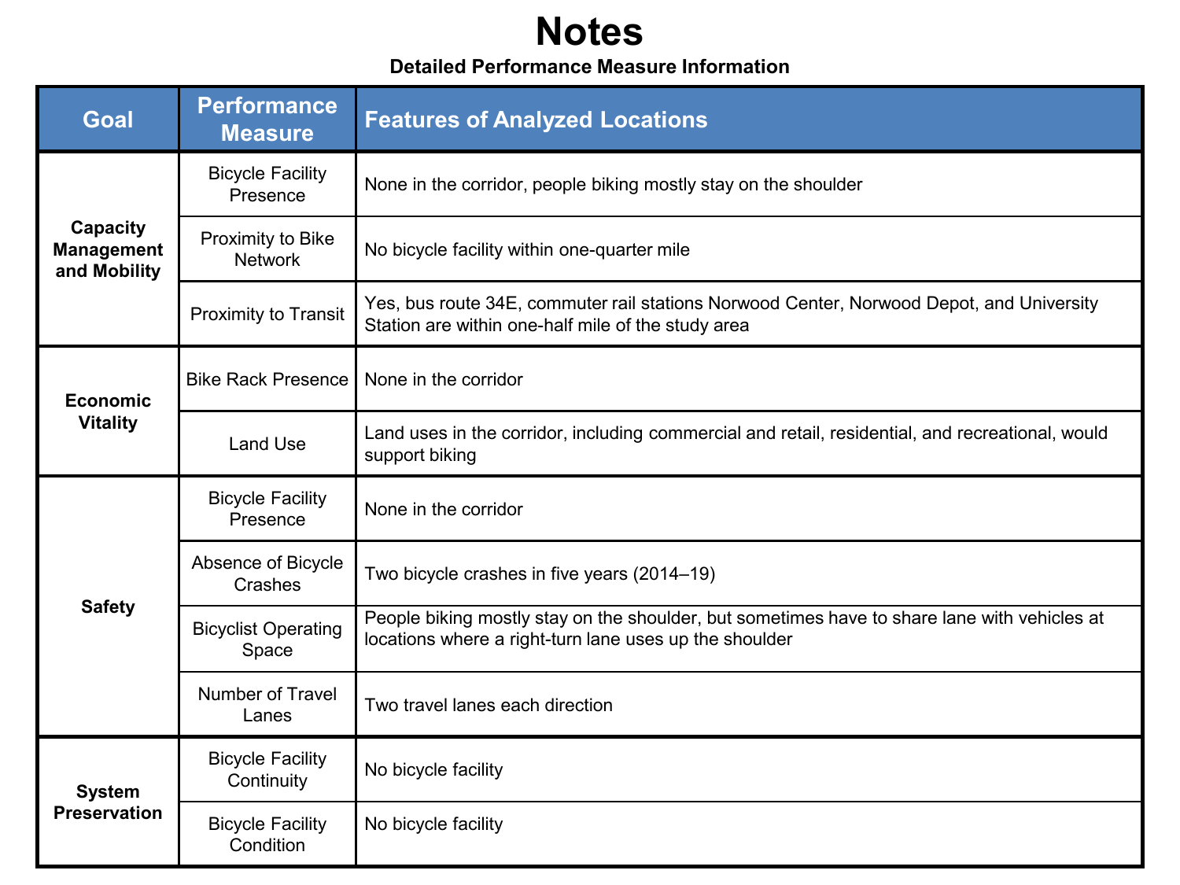# Notes

**Detailed Performance Measure Information**

| Goal | Performance Measure | Features of Analyzed Locations |
|---|---|---|
| **Capacity Management and Mobility** | Bicycle Facility Presence | None in the corridor, people biking mostly stay on the shoulder |
| | Proximity to Bike Network | No bicycle facility within one-quarter mile |
| | Proximity to Transit | Yes, bus route 34E, commuter rail stations Norwood Center, Norwood Depot, and University Station are within one-half mile of the study area |
| **Economic Vitality** | Bike Rack Presence | None in the corridor |
| | Land Use | Land uses in the corridor, including commercial and retail, residential, and recreational, would support biking |
| **Safety** | Bicycle Facility Presence | None in the corridor |
| | Absence of Bicycle Crashes | Two bicycle crashes in five years (2014–19) |
| | Bicyclist Operating Space | People biking mostly stay on the shoulder, but sometimes have to share lane with vehicles at locations where a right-turn lane uses up the shoulder |
| | Number of Travel Lanes | Two travel lanes each direction |
| **System Preservation** | Bicycle Facility Continuity | No bicycle facility |
| | Bicycle Facility Condition | No bicycle facility |